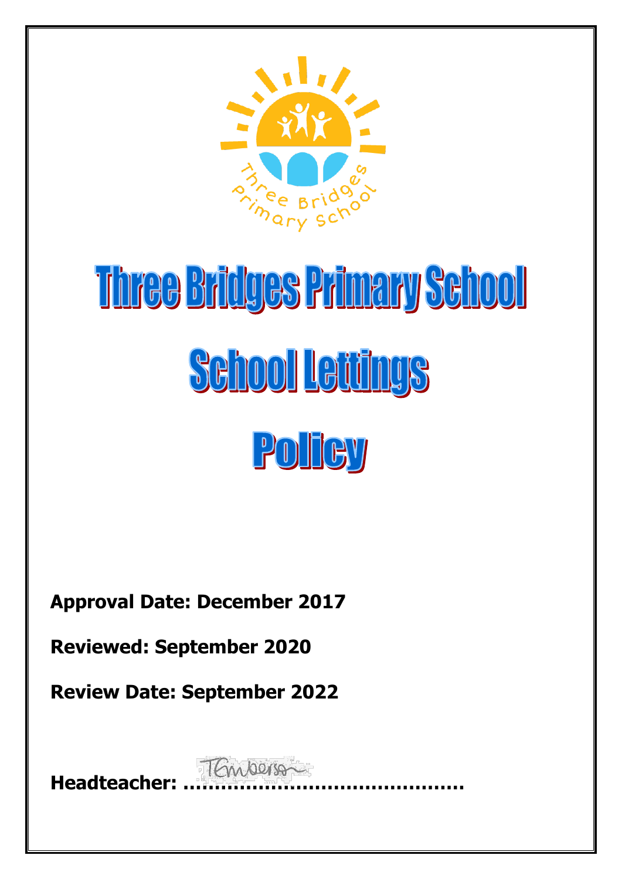# Three Bridges Primary School

# School Lettings

# Policy

**Approval Date: December 2017**

**Reviewed: September 2020**

**Review Date: September 2022**

**Headteacher: ……………………………………….**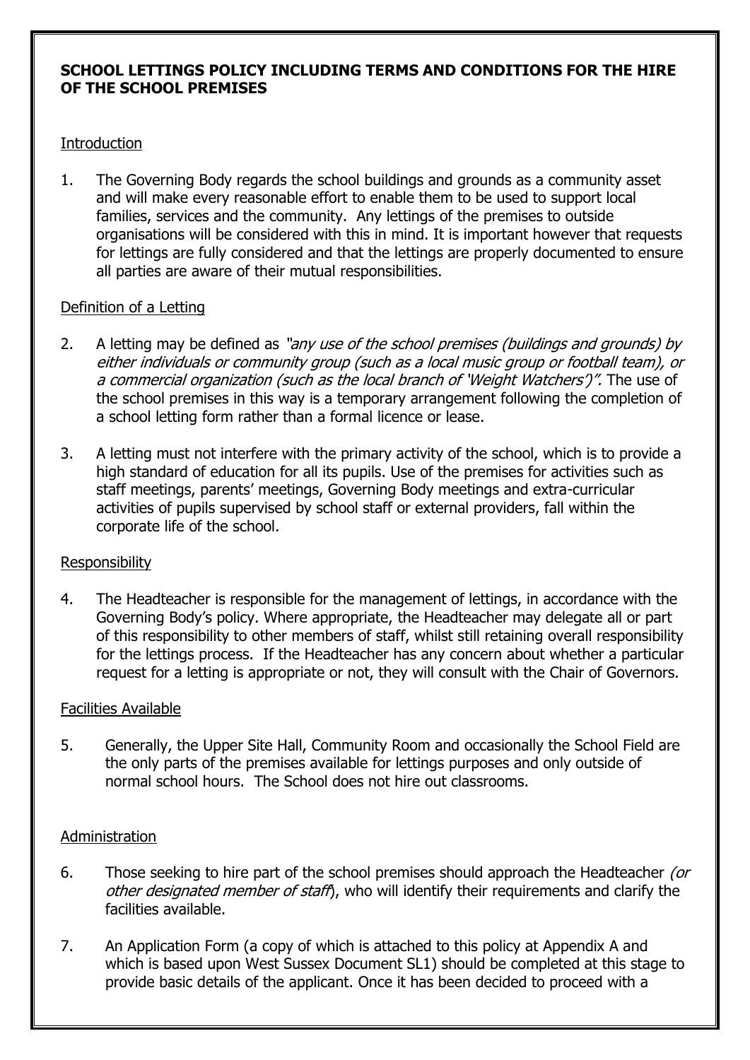# SCHOOL LETTINGS POLICY INCLUDING TERMS AND CONDITIONS FOR THE HIRE OF THE SCHOOL PREMISES

## Introduction

1. The Governing Body regards the school buildings and grounds as a community asset and will make every reasonable effort to enable them to be used to support local families, services and the community. Any lettings of the premises to outside organisations will be considered with this in mind. It is important however that requests for lettings are fully considered and that the lettings are properly documented to ensure all parties are aware of their mutual responsibilities.

## Definition of a Letting

2. A letting may be defined as *"any use of the school premises (buildings and grounds) by either individuals or community group (such as a local music group or football team), or a commercial organization (such as the local branch of 'Weight Watchers')".* The use of the school premises in this way is a temporary arrangement following the completion of a school letting form rather than a formal licence or lease.

3. A letting must not interfere with the primary activity of the school, which is to provide a high standard of education for all its pupils. Use of the premises for activities such as staff meetings, parents' meetings, Governing Body meetings and extra-curricular activities of pupils supervised by school staff or external providers, fall within the corporate life of the school.

## Responsibility

4. The Headteacher is responsible for the management of lettings, in accordance with the Governing Body's policy. Where appropriate, the Headteacher may delegate all or part of this responsibility to other members of staff, whilst still retaining overall responsibility for the lettings process. If the Headteacher has any concern about whether a particular request for a letting is appropriate or not, they will consult with the Chair of Governors.

## Facilities Available

5. Generally, the Upper Site Hall, Community Room and occasionally the School Field are the only parts of the premises available for lettings purposes and only outside of normal school hours. The School does not hire out classrooms.

## Administration

6. Those seeking to hire part of the school premises should approach the Headteacher *(or other designated member of staff)*, who will identify their requirements and clarify the facilities available.

7. An Application Form (a copy of which is attached to this policy at Appendix A and which is based upon West Sussex Document SL1) should be completed at this stage to provide basic details of the applicant. Once it has been decided to proceed with a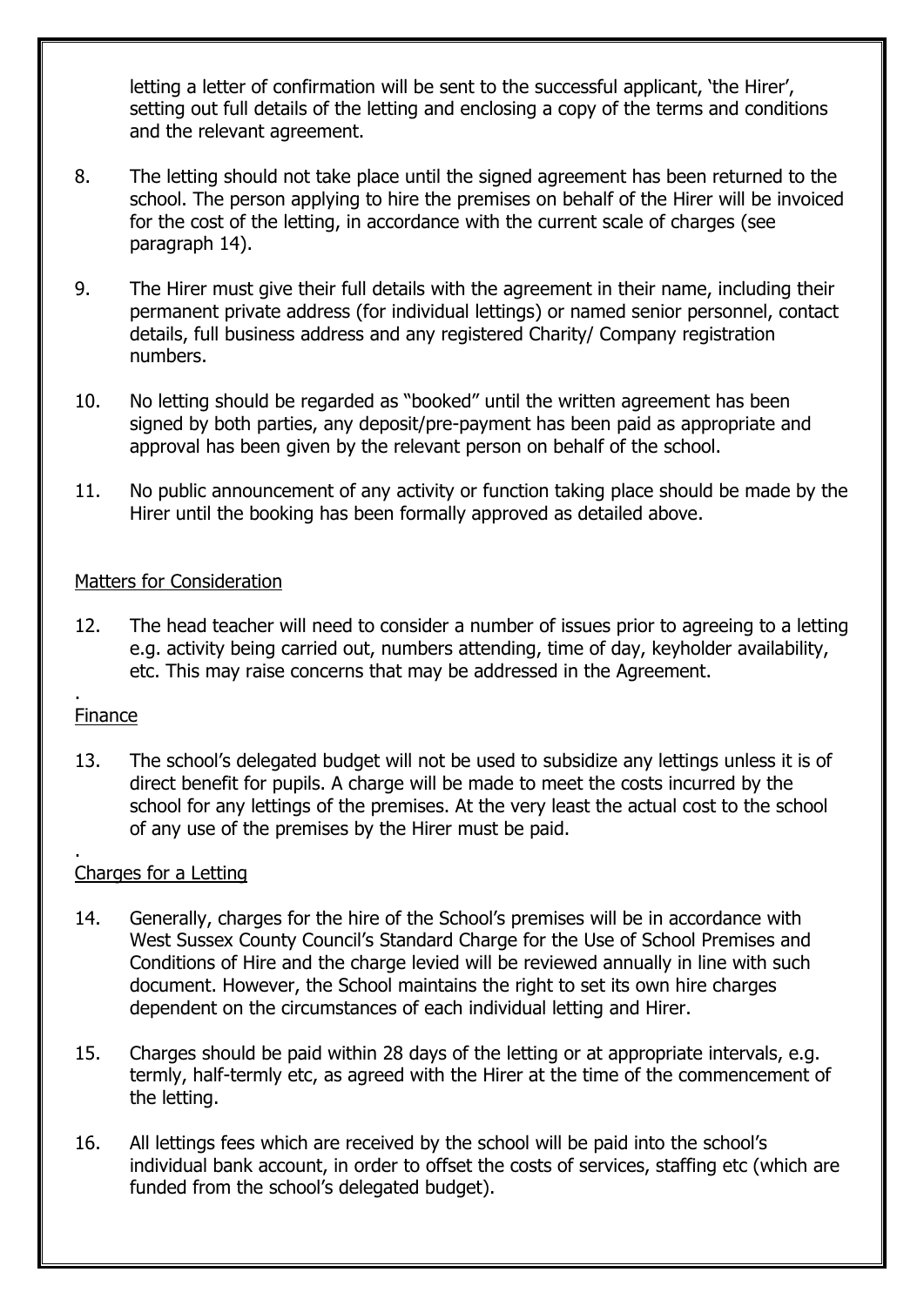letting a letter of confirmation will be sent to the successful applicant, 'the Hirer', setting out full details of the letting and enclosing a copy of the terms and conditions and the relevant agreement.

8. The letting should not take place until the signed agreement has been returned to the school. The person applying to hire the premises on behalf of the Hirer will be invoiced for the cost of the letting, in accordance with the current scale of charges (see paragraph 14).

9. The Hirer must give their full details with the agreement in their name, including their permanent private address (for individual lettings) or named senior personnel, contact details, full business address and any registered Charity/ Company registration numbers.

10. No letting should be regarded as "booked" until the written agreement has been signed by both parties, any deposit/pre-payment has been paid as appropriate and approval has been given by the relevant person on behalf of the school.

11. No public announcement of any activity or function taking place should be made by the Hirer until the booking has been formally approved as detailed above.

## Matters for Consideration

12. The head teacher will need to consider a number of issues prior to agreeing to a letting e.g. activity being carried out, numbers attending, time of day, keyholder availability, etc. This may raise concerns that may be addressed in the Agreement.

## Finance

13. The school's delegated budget will not be used to subsidize any lettings unless it is of direct benefit for pupils. A charge will be made to meet the costs incurred by the school for any lettings of the premises. At the very least the actual cost to the school of any use of the premises by the Hirer must be paid.

## Charges for a Letting

14. Generally, charges for the hire of the School's premises will be in accordance with West Sussex County Council's Standard Charge for the Use of School Premises and Conditions of Hire and the charge levied will be reviewed annually in line with such document. However, the School maintains the right to set its own hire charges dependent on the circumstances of each individual letting and Hirer.

15. Charges should be paid within 28 days of the letting or at appropriate intervals, e.g. termly, half-termly etc, as agreed with the Hirer at the time of the commencement of the letting.

16. All lettings fees which are received by the school will be paid into the school's individual bank account, in order to offset the costs of services, staffing etc (which are funded from the school's delegated budget).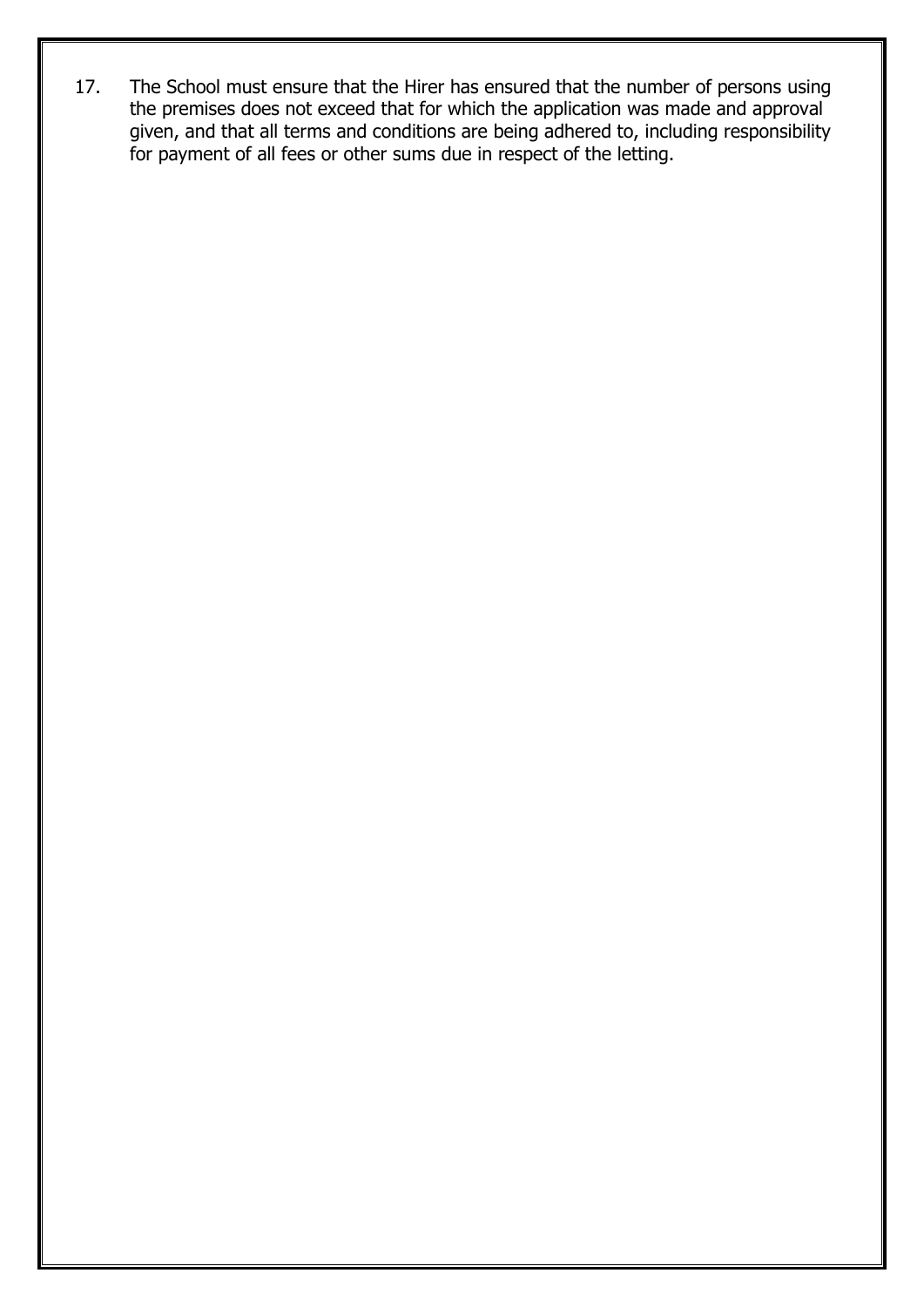17. The School must ensure that the Hirer has ensured that the number of persons using the premises does not exceed that for which the application was made and approval given, and that all terms and conditions are being adhered to, including responsibility for payment of all fees or other sums due in respect of the letting.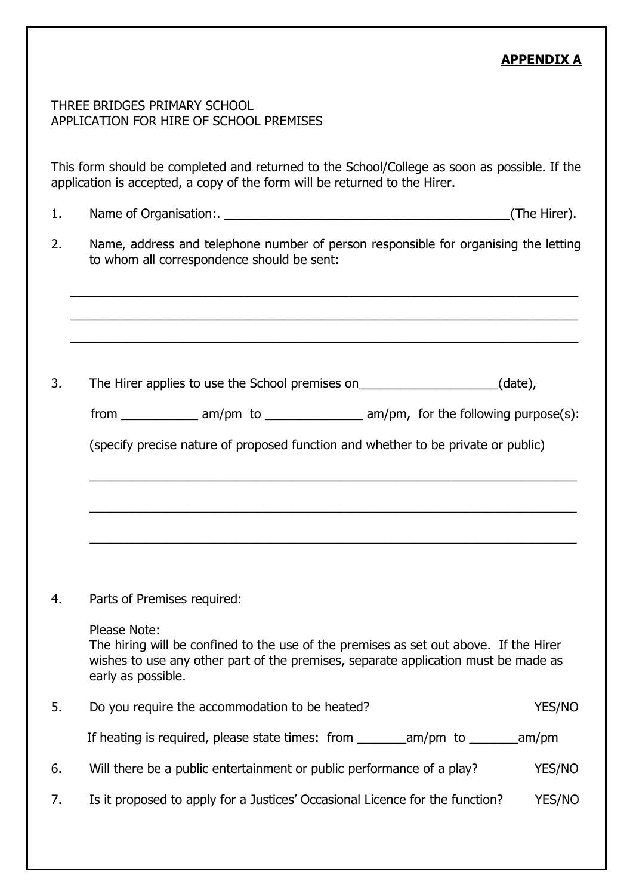**APPENDIX A**

THREE BRIDGES PRIMARY SCHOOL
APPLICATION FOR HIRE OF SCHOOL PREMISES

This form should be completed and returned to the School/College as soon as possible. If the application is accepted, a copy of the form will be returned to the Hirer.

1. Name of Organisation:. ___________________________________________(The Hirer).

2. Name, address and telephone number of person responsible for organising the letting to whom all correspondence should be sent:

_____________________________________________________________________________

_____________________________________________________________________________

_____________________________________________________________________________

3. The Hirer applies to use the School premises on____________________(date),

   from ___________ am/pm to ______________ am/pm, for the following purpose(s):

   (specify precise nature of proposed function and whether to be private or public)

   _________________________________________________________________________

   _________________________________________________________________________

   _________________________________________________________________________

4. Parts of Premises required:

   Please Note:
   The hiring will be confined to the use of the premises as set out above. If the Hirer wishes to use any other part of the premises, separate application must be made as early as possible.

5. Do you require the accommodation to be heated? YES/NO

   If heating is required, please state times: from _______am/pm to _______am/pm

6. Will there be a public entertainment or public performance of a play? YES/NO

7. Is it proposed to apply for a Justices' Occasional Licence for the function? YES/NO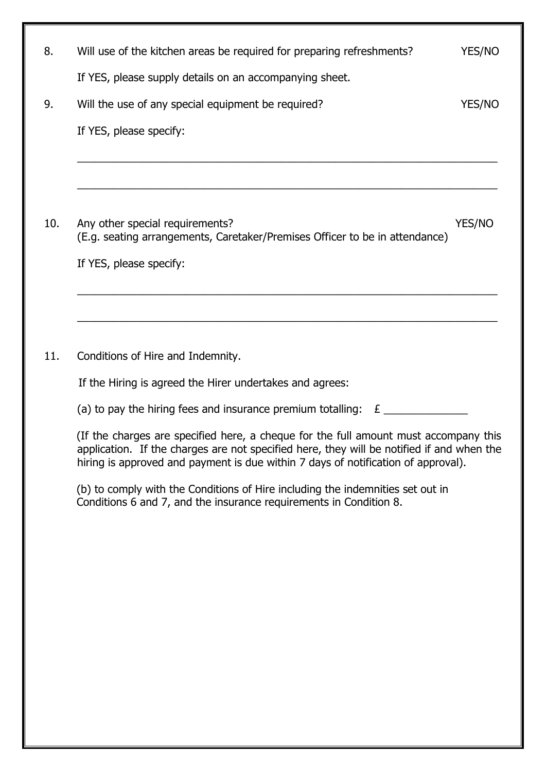8. Will use of the kitchen areas be required for preparing refreshments? YES/NO

   If YES, please supply details on an accompanying sheet.

9. Will the use of any special equipment be required? YES/NO

   If YES, please specify:

   ______________________________________________________________________

   ______________________________________________________________________

10. Any other special requirements? YES/NO
    (E.g. seating arrangements, Caretaker/Premises Officer to be in attendance)

    If YES, please specify:

    ______________________________________________________________________

    ______________________________________________________________________

11. Conditions of Hire and Indemnity.

    If the Hiring is agreed the Hirer undertakes and agrees:

    (a) to pay the hiring fees and insurance premium totalling: £ ______________

    (If the charges are specified here, a cheque for the full amount must accompany this application. If the charges are not specified here, they will be notified if and when the hiring is approved and payment is due within 7 days of notification of approval).

    (b) to comply with the Conditions of Hire including the indemnities set out in Conditions 6 and 7, and the insurance requirements in Condition 8.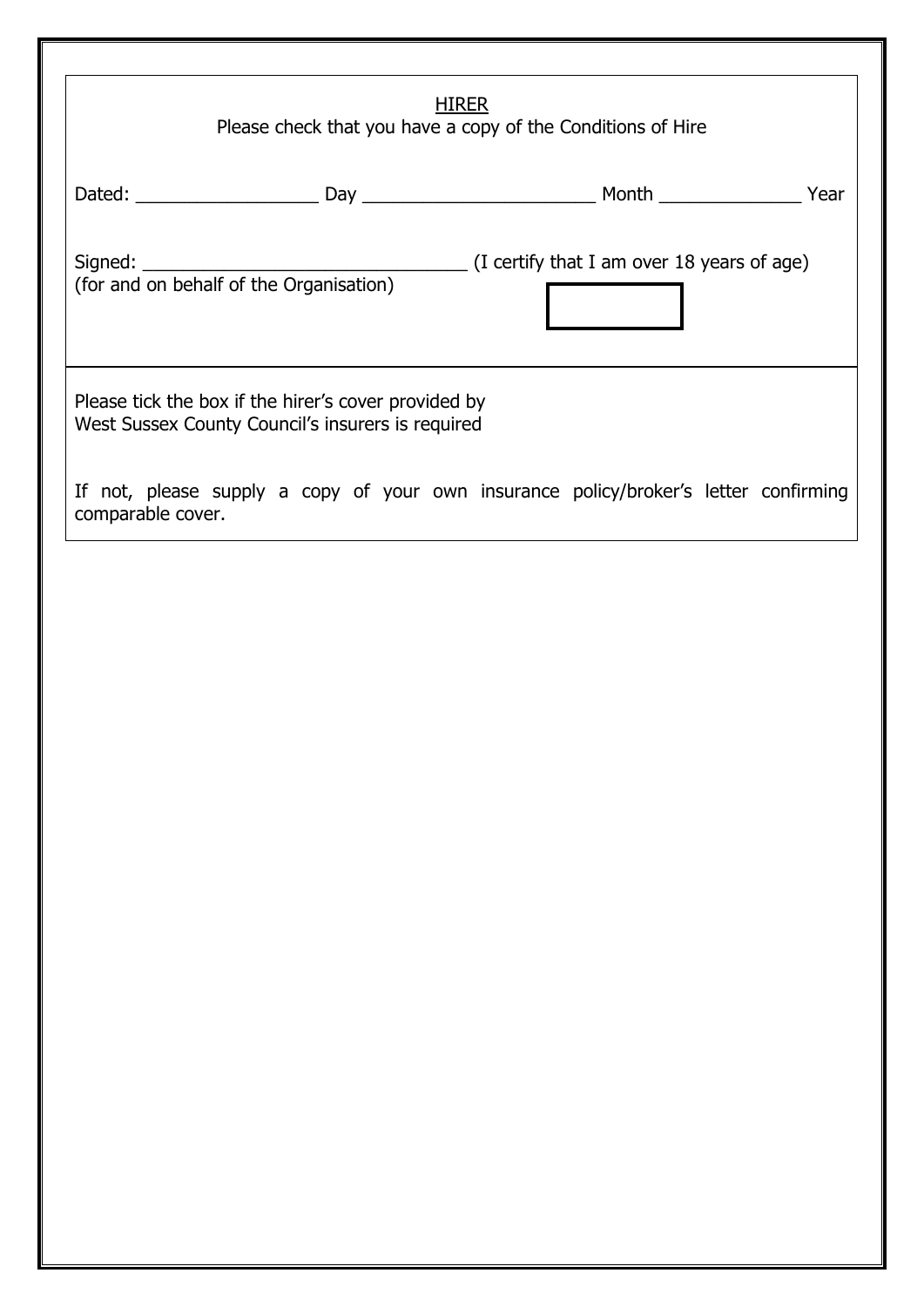HIRER

Please check that you have a copy of the Conditions of Hire

Dated: __________________ Day _______________________ Month ______________ Year

Signed: ________________________________ (I certify that I am over 18 years of age)
(for and on behalf of the Organisation)

Please tick the box if the hirer's cover provided by
West Sussex County Council's insurers is required

If not, please supply a copy of your own insurance policy/broker's letter confirming comparable cover.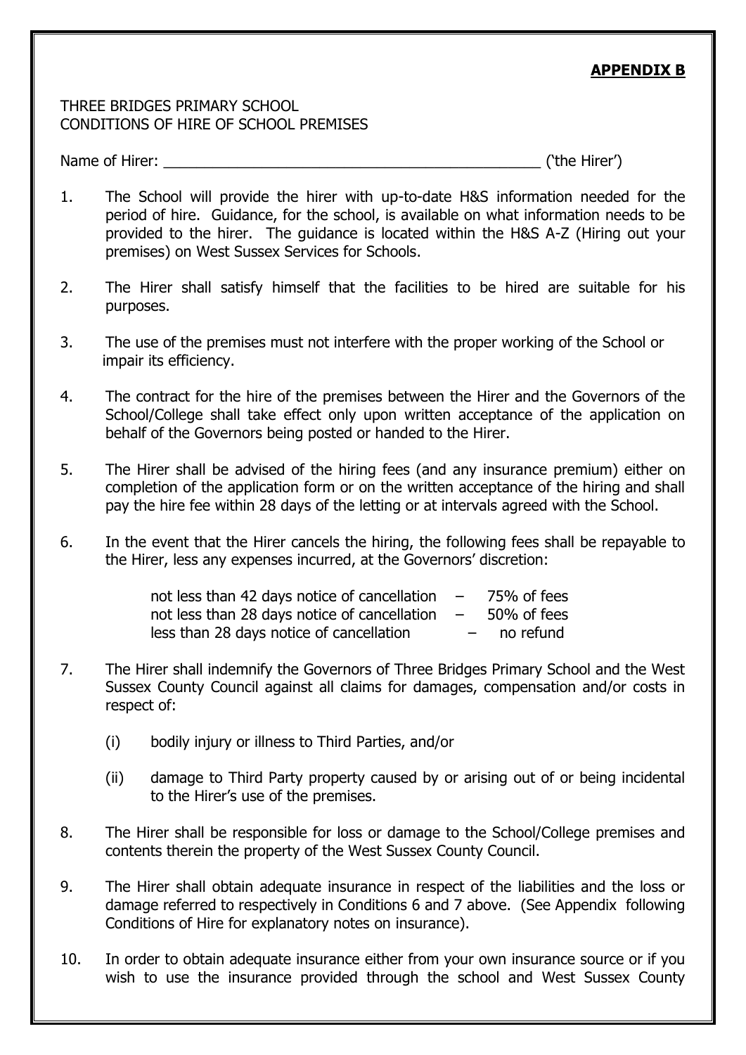**APPENDIX B**

THREE BRIDGES PRIMARY SCHOOL
CONDITIONS OF HIRE OF SCHOOL PREMISES

Name of Hirer: _______________________________________________ ('the Hirer')

1. The School will provide the hirer with up-to-date H&S information needed for the period of hire. Guidance, for the school, is available on what information needs to be provided to the hirer. The guidance is located within the H&S A-Z (Hiring out your premises) on West Sussex Services for Schools.

2. The Hirer shall satisfy himself that the facilities to be hired are suitable for his purposes.

3. The use of the premises must not interfere with the proper working of the School or impair its efficiency.

4. The contract for the hire of the premises between the Hirer and the Governors of the School/College shall take effect only upon written acceptance of the application on behalf of the Governors being posted or handed to the Hirer.

5. The Hirer shall be advised of the hiring fees (and any insurance premium) either on completion of the application form or on the written acceptance of the hiring and shall pay the hire fee within 28 days of the letting or at intervals agreed with the School.

6. In the event that the Hirer cancels the hiring, the following fees shall be repayable to the Hirer, less any expenses incurred, at the Governors' discretion:

   not less than 42 days notice of cancellation – 75% of fees
   not less than 28 days notice of cancellation – 50% of fees
   less than 28 days notice of cancellation – no refund

7. The Hirer shall indemnify the Governors of Three Bridges Primary School and the West Sussex County Council against all claims for damages, compensation and/or costs in respect of:

   (i) bodily injury or illness to Third Parties, and/or

   (ii) damage to Third Party property caused by or arising out of or being incidental to the Hirer's use of the premises.

8. The Hirer shall be responsible for loss or damage to the School/College premises and contents therein the property of the West Sussex County Council.

9. The Hirer shall obtain adequate insurance in respect of the liabilities and the loss or damage referred to respectively in Conditions 6 and 7 above. (See Appendix following Conditions of Hire for explanatory notes on insurance).

10. In order to obtain adequate insurance either from your own insurance source or if you wish to use the insurance provided through the school and West Sussex County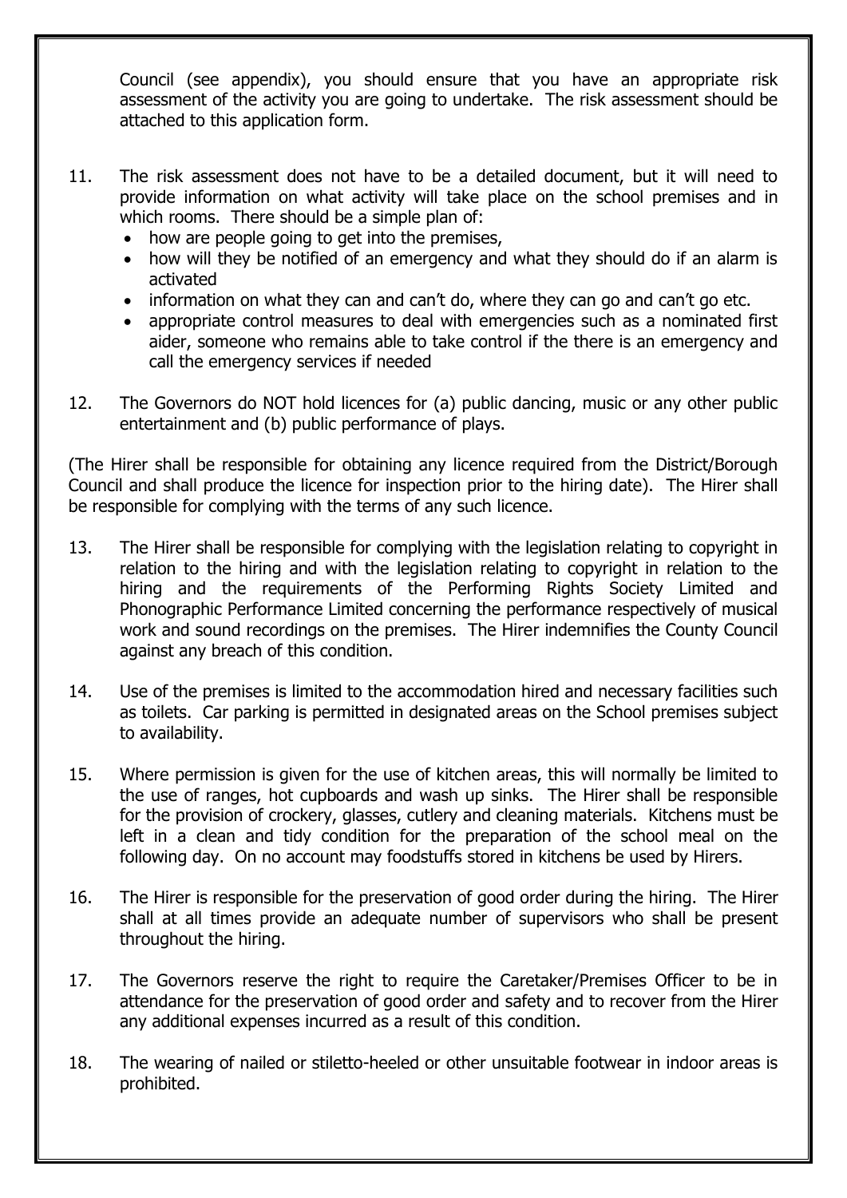Council (see appendix), you should ensure that you have an appropriate risk assessment of the activity you are going to undertake. The risk assessment should be attached to this application form.

11. The risk assessment does not have to be a detailed document, but it will need to provide information on what activity will take place on the school premises and in which rooms. There should be a simple plan of:
    - how are people going to get into the premises,
    - how will they be notified of an emergency and what they should do if an alarm is activated
    - information on what they can and can't do, where they can go and can't go etc.
    - appropriate control measures to deal with emergencies such as a nominated first aider, someone who remains able to take control if the there is an emergency and call the emergency services if needed

12. The Governors do NOT hold licences for (a) public dancing, music or any other public entertainment and (b) public performance of plays.

(The Hirer shall be responsible for obtaining any licence required from the District/Borough Council and shall produce the licence for inspection prior to the hiring date). The Hirer shall be responsible for complying with the terms of any such licence.

13. The Hirer shall be responsible for complying with the legislation relating to copyright in relation to the hiring and with the legislation relating to copyright in relation to the hiring and the requirements of the Performing Rights Society Limited and Phonographic Performance Limited concerning the performance respectively of musical work and sound recordings on the premises. The Hirer indemnifies the County Council against any breach of this condition.

14. Use of the premises is limited to the accommodation hired and necessary facilities such as toilets. Car parking is permitted in designated areas on the School premises subject to availability.

15. Where permission is given for the use of kitchen areas, this will normally be limited to the use of ranges, hot cupboards and wash up sinks. The Hirer shall be responsible for the provision of crockery, glasses, cutlery and cleaning materials. Kitchens must be left in a clean and tidy condition for the preparation of the school meal on the following day. On no account may foodstuffs stored in kitchens be used by Hirers.

16. The Hirer is responsible for the preservation of good order during the hiring. The Hirer shall at all times provide an adequate number of supervisors who shall be present throughout the hiring.

17. The Governors reserve the right to require the Caretaker/Premises Officer to be in attendance for the preservation of good order and safety and to recover from the Hirer any additional expenses incurred as a result of this condition.

18. The wearing of nailed or stiletto-heeled or other unsuitable footwear in indoor areas is prohibited.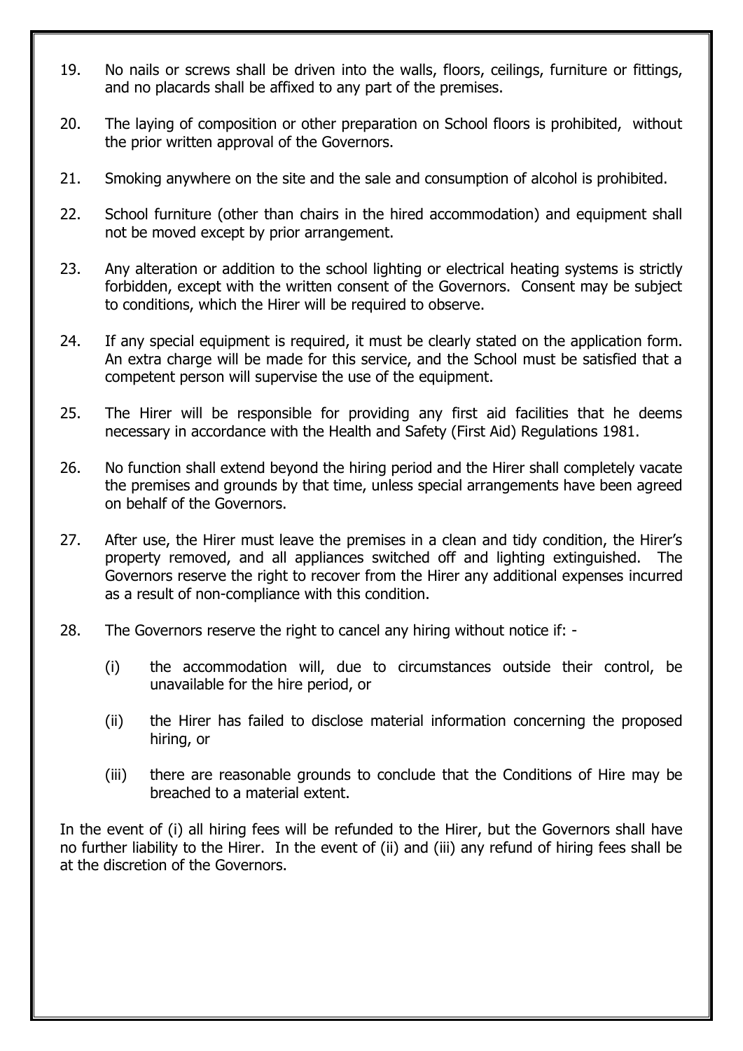19. No nails or screws shall be driven into the walls, floors, ceilings, furniture or fittings, and no placards shall be affixed to any part of the premises.

20. The laying of composition or other preparation on School floors is prohibited, without the prior written approval of the Governors.

21. Smoking anywhere on the site and the sale and consumption of alcohol is prohibited.

22. School furniture (other than chairs in the hired accommodation) and equipment shall not be moved except by prior arrangement.

23. Any alteration or addition to the school lighting or electrical heating systems is strictly forbidden, except with the written consent of the Governors. Consent may be subject to conditions, which the Hirer will be required to observe.

24. If any special equipment is required, it must be clearly stated on the application form. An extra charge will be made for this service, and the School must be satisfied that a competent person will supervise the use of the equipment.

25. The Hirer will be responsible for providing any first aid facilities that he deems necessary in accordance with the Health and Safety (First Aid) Regulations 1981.

26. No function shall extend beyond the hiring period and the Hirer shall completely vacate the premises and grounds by that time, unless special arrangements have been agreed on behalf of the Governors.

27. After use, the Hirer must leave the premises in a clean and tidy condition, the Hirer's property removed, and all appliances switched off and lighting extinguished. The Governors reserve the right to recover from the Hirer any additional expenses incurred as a result of non-compliance with this condition.

28. The Governors reserve the right to cancel any hiring without notice if: -

    (i) the accommodation will, due to circumstances outside their control, be unavailable for the hire period, or

    (ii) the Hirer has failed to disclose material information concerning the proposed hiring, or

    (iii) there are reasonable grounds to conclude that the Conditions of Hire may be breached to a material extent.

In the event of (i) all hiring fees will be refunded to the Hirer, but the Governors shall have no further liability to the Hirer. In the event of (ii) and (iii) any refund of hiring fees shall be at the discretion of the Governors.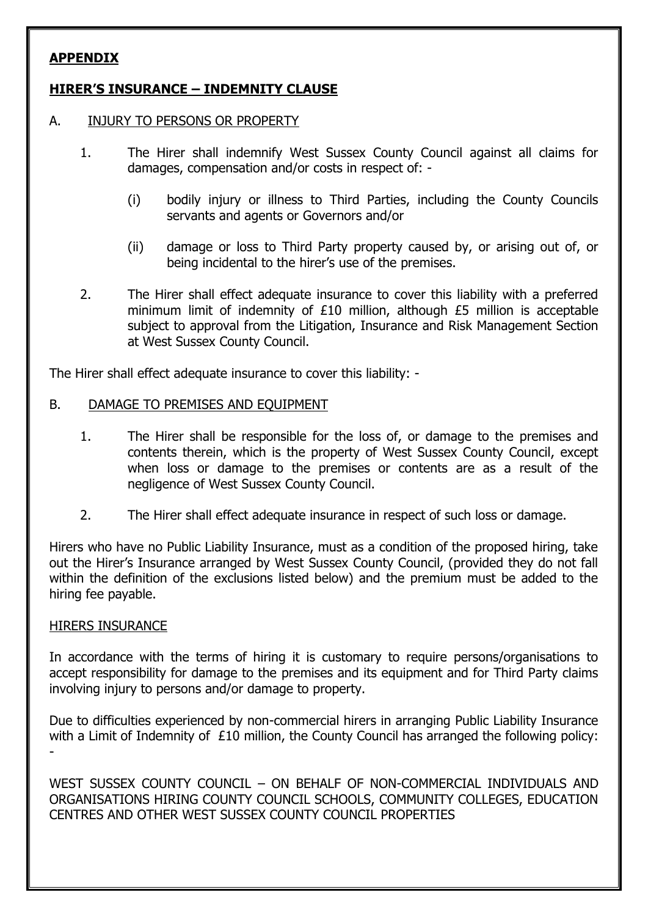**APPENDIX**

**HIRER'S INSURANCE – INDEMNITY CLAUSE**

A. INJURY TO PERSONS OR PROPERTY

1. The Hirer shall indemnify West Sussex County Council against all claims for damages, compensation and/or costs in respect of: -

    (i) bodily injury or illness to Third Parties, including the County Councils servants and agents or Governors and/or

    (ii) damage or loss to Third Party property caused by, or arising out of, or being incidental to the hirer's use of the premises.

2. The Hirer shall effect adequate insurance to cover this liability with a preferred minimum limit of indemnity of £10 million, although £5 million is acceptable subject to approval from the Litigation, Insurance and Risk Management Section at West Sussex County Council.

The Hirer shall effect adequate insurance to cover this liability: -

B. DAMAGE TO PREMISES AND EQUIPMENT

1. The Hirer shall be responsible for the loss of, or damage to the premises and contents therein, which is the property of West Sussex County Council, except when loss or damage to the premises or contents are as a result of the negligence of West Sussex County Council.

2. The Hirer shall effect adequate insurance in respect of such loss or damage.

Hirers who have no Public Liability Insurance, must as a condition of the proposed hiring, take out the Hirer's Insurance arranged by West Sussex County Council, (provided they do not fall within the definition of the exclusions listed below) and the premium must be added to the hiring fee payable.

HIRERS INSURANCE

In accordance with the terms of hiring it is customary to require persons/organisations to accept responsibility for damage to the premises and its equipment and for Third Party claims involving injury to persons and/or damage to property.

Due to difficulties experienced by non-commercial hirers in arranging Public Liability Insurance with a Limit of Indemnity of £10 million, the County Council has arranged the following policy: -

WEST SUSSEX COUNTY COUNCIL – ON BEHALF OF NON-COMMERCIAL INDIVIDUALS AND ORGANISATIONS HIRING COUNTY COUNCIL SCHOOLS, COMMUNITY COLLEGES, EDUCATION CENTRES AND OTHER WEST SUSSEX COUNTY COUNCIL PROPERTIES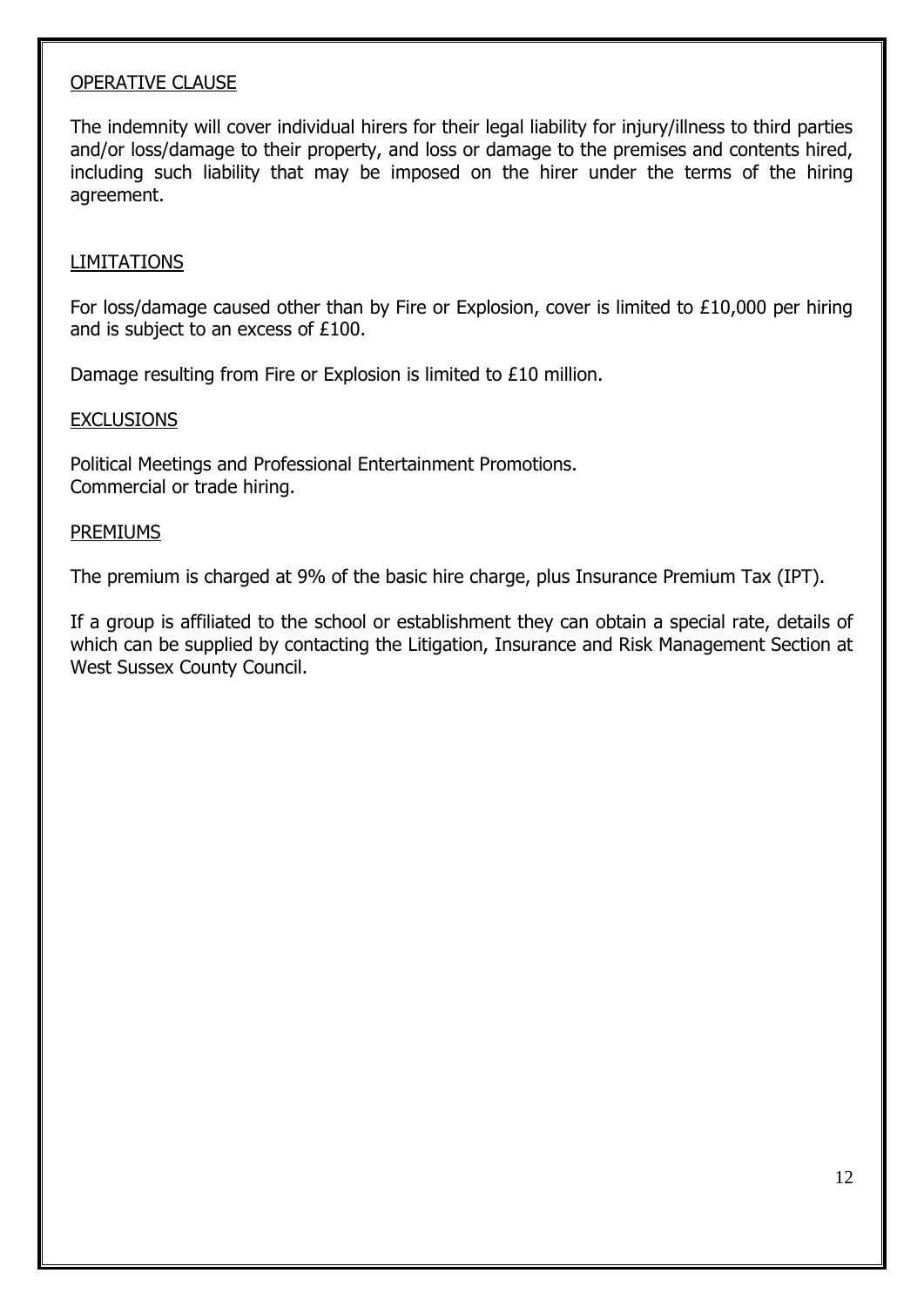OPERATIVE CLAUSE

The indemnity will cover individual hirers for their legal liability for injury/illness to third parties and/or loss/damage to their property, and loss or damage to the premises and contents hired, including such liability that may be imposed on the hirer under the terms of the hiring agreement.

LIMITATIONS

For loss/damage caused other than by Fire or Explosion, cover is limited to £10,000 per hiring and is subject to an excess of £100.

Damage resulting from Fire or Explosion is limited to £10 million.

EXCLUSIONS

Political Meetings and Professional Entertainment Promotions.
Commercial or trade hiring.

PREMIUMS

The premium is charged at 9% of the basic hire charge, plus Insurance Premium Tax (IPT).

If a group is affiliated to the school or establishment they can obtain a special rate, details of which can be supplied by contacting the Litigation, Insurance and Risk Management Section at West Sussex County Council.